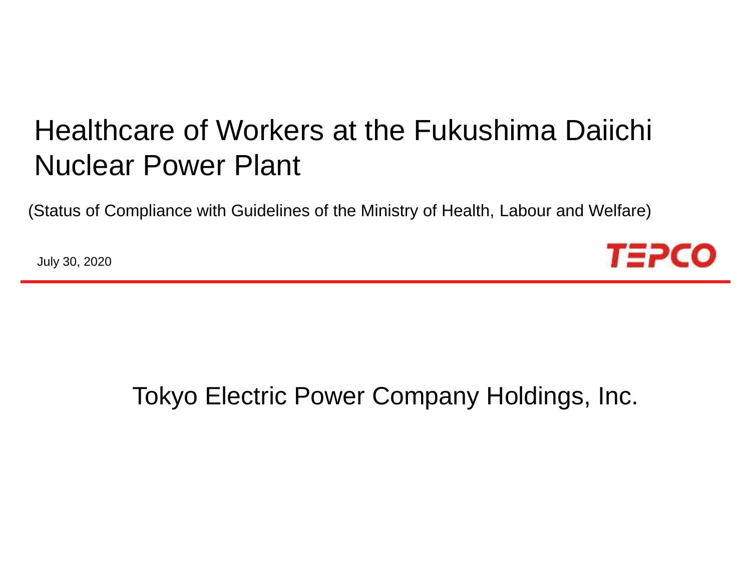# Healthcare of Workers at the Fukushima Daiichi Nuclear Power Plant

(Status of Compliance with Guidelines of the Ministry of Health, Labour and Welfare)

July 30, 2020

TEPCO

Tokyo Electric Power Company Holdings, Inc.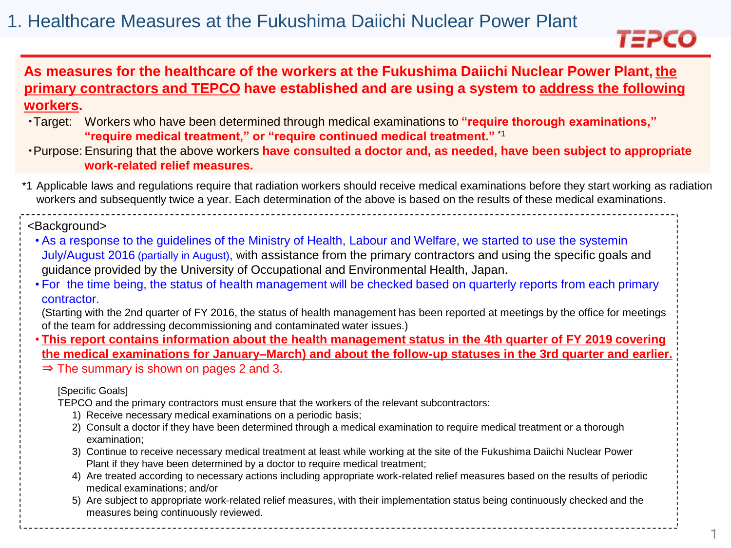// Omitted running header/footer: TEPCO logo, page number "1".
# 1. Healthcare Measures at the Fukushima Daiichi Nuclear Power Plant

**As measures for the healthcare of the workers at the Fukushima Daiichi Nuclear Power Plant, the primary contractors and TEPCO have established and are using a system to address the following workers.**

- Target: Workers who have been determined through medical examinations to **"require thorough examinations," "require medical treatment," or "require continued medical treatment."** *1
- Purpose: Ensuring that the above workers **have consulted a doctor and, as needed, have been subject to appropriate work-related relief measures.**

*1 Applicable laws and regulations require that radiation workers should receive medical examinations before they start working as radiation workers and subsequently twice a year. Each determination of the above is based on the results of these medical examinations.

<Background>

- As a response to the guidelines of the Ministry of Health, Labour and Welfare, we started to use the systemin July/August 2016 (partially in August), with assistance from the primary contractors and using the specific goals and guidance provided by the University of Occupational and Environmental Health, Japan.
- For the time being, the status of health management will be checked based on quarterly reports from each primary contractor.
  (Starting with the 2nd quarter of FY 2016, the status of health management has been reported at meetings by the office for meetings of the team for addressing decommissioning and contaminated water issues.)
- **This report contains information about the health management status in the 4th quarter of FY 2019 covering the medical examinations for January–March) and about the follow-up statuses in the 3rd quarter and earlier.**
  ⇒ The summary is shown on pages 2 and 3.

[Specific Goals]

TEPCO and the primary contractors must ensure that the workers of the relevant subcontractors:

1) Receive necessary medical examinations on a periodic basis;
2) Consult a doctor if they have been determined through a medical examination to require medical treatment or a thorough examination;
3) Continue to receive necessary medical treatment at least while working at the site of the Fukushima Daiichi Nuclear Power Plant if they have been determined by a doctor to require medical treatment;
4) Are treated according to necessary actions including appropriate work-related relief measures based on the results of periodic medical examinations; and/or
5) Are subject to appropriate work-related relief measures, with their implementation status being continuously checked and the measures being continuously reviewed.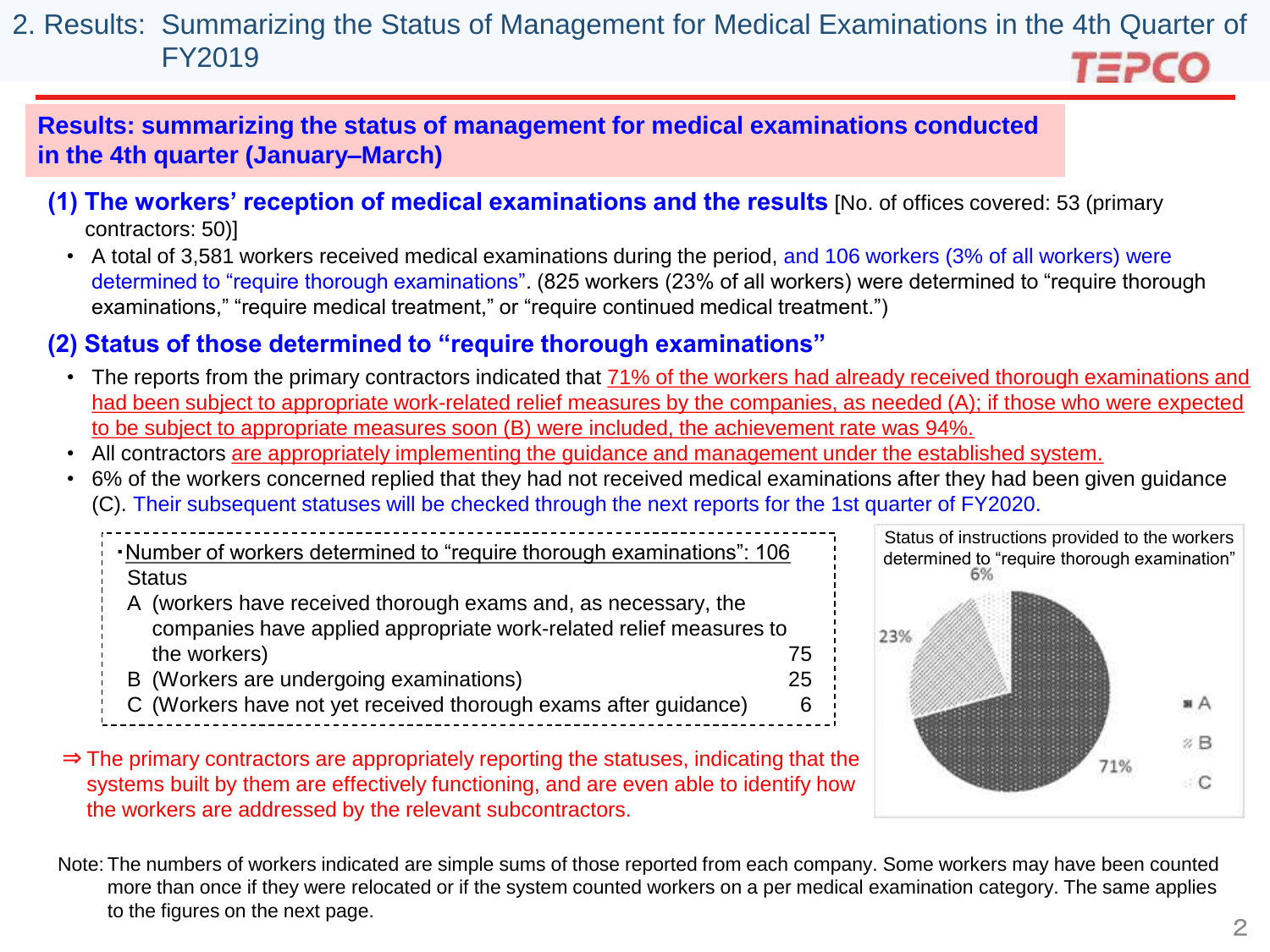# 2. Results: Summarizing the Status of Management for Medical Examinations in the 4th Quarter of FY2019

**Results: summarizing the status of management for medical examinations conducted in the 4th quarter (January–March)**

### (1) The workers' reception of medical examinations and the results [No. of offices covered: 53 (primary contractors: 50)]

- A total of 3,581 workers received medical examinations during the period, and 106 workers (3% of all workers) were determined to "require thorough examinations". (825 workers (23% of all workers) were determined to "require thorough examinations," "require medical treatment," or "require continued medical treatment.")

### (2) Status of those determined to "require thorough examinations"

- The reports from the primary contractors indicated that 71% of the workers had already received thorough examinations and had been subject to appropriate work-related relief measures by the companies, as needed (A); if those who were expected to be subject to appropriate measures soon (B) were included, the achievement rate was 94%.
- All contractors are appropriately implementing the guidance and management under the established system.
- 6% of the workers concerned replied that they had not received medical examinations after they had been given guidance (C). Their subsequent statuses will be checked through the next reports for the 1st quarter of FY2020.

・Number of workers determined to "require thorough examinations": 106

| Status | |
|---|---|
| A (workers have received thorough exams and, as necessary, the companies have applied appropriate work-related relief measures to the workers) | 75 |
| B (Workers are undergoing examinations) | 25 |
| C (Workers have not yet received thorough exams after guidance) | 6 |

Status of instructions provided to the workers determined to "require thorough examination"

| Status | Share |
|---|---|
| A | 71% |
| B | 23% |
| C | 6% |

⇒ The primary contractors are appropriately reporting the statuses, indicating that the systems built by them are effectively functioning, and are even able to identify how the workers are addressed by the relevant subcontractors.

Note: The numbers of workers indicated are simple sums of those reported from each company. Some workers may have been counted more than once if they were relocated or if the system counted workers on a per medical examination category. The same applies to the figures on the next page.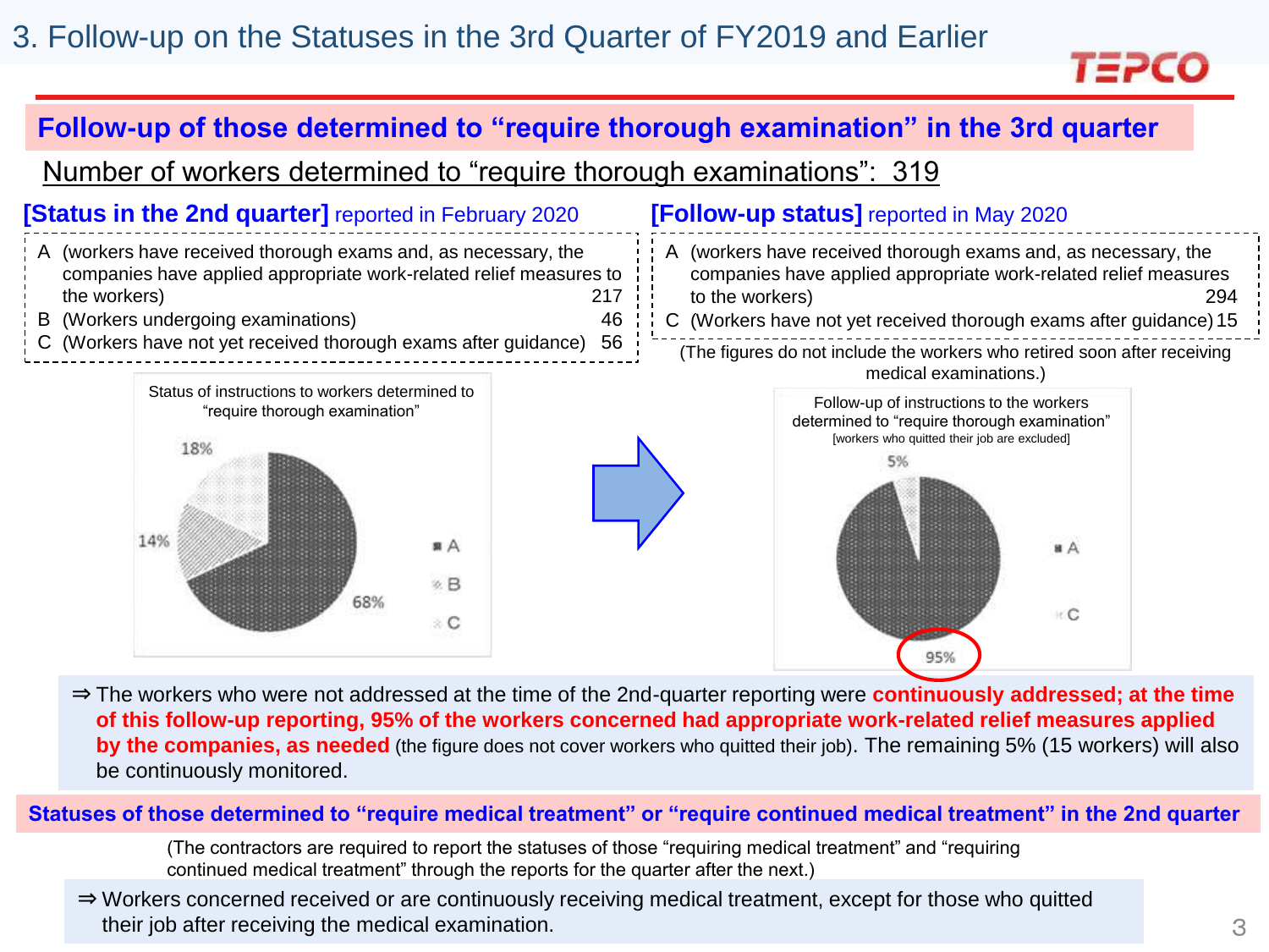# 3. Follow-up on the Statuses in the 3rd Quarter of FY2019 and Earlier

## Follow-up of those determined to "require thorough examination" in the 3rd quarter

Number of workers determined to "require thorough examinations": 319

**[Status in the 2nd quarter]** reported in February 2020

- A (workers have received thorough exams and, as necessary, the companies have applied appropriate work-related relief measures to the workers) 217
- B (Workers undergoing examinations) 46
- C (Workers have not yet received thorough exams after guidance) 56

**[Follow-up status]** reported in May 2020

- A (workers have received thorough exams and, as necessary, the companies have applied appropriate work-related relief measures to the workers) 294
- C (Workers have not yet received thorough exams after guidance) 15

(The figures do not include the workers who retired soon after receiving medical examinations.)

Status of instructions to workers determined to "require thorough examination"

18%
14%
68%
A
B
C

Follow-up of instructions to the workers determined to "require thorough examination"
[workers who quitted their job are excluded]

5%
95%
A
C

⇒ The workers who were not addressed at the time of the 2nd-quarter reporting were **continuously addressed; at the time of this follow-up reporting, 95% of the workers concerned had appropriate work-related relief measures applied by the companies, as needed** (the figure does not cover workers who quitted their job). The remaining 5% (15 workers) will also be continuously monitored.

## Statuses of those determined to "require medical treatment" or "require continued medical treatment" in the 2nd quarter

(The contractors are required to report the statuses of those "requiring medical treatment" and "requiring continued medical treatment" through the reports for the quarter after the next.)

⇒ Workers concerned received or are continuously receiving medical treatment, except for those who quitted their job after receiving the medical examination.